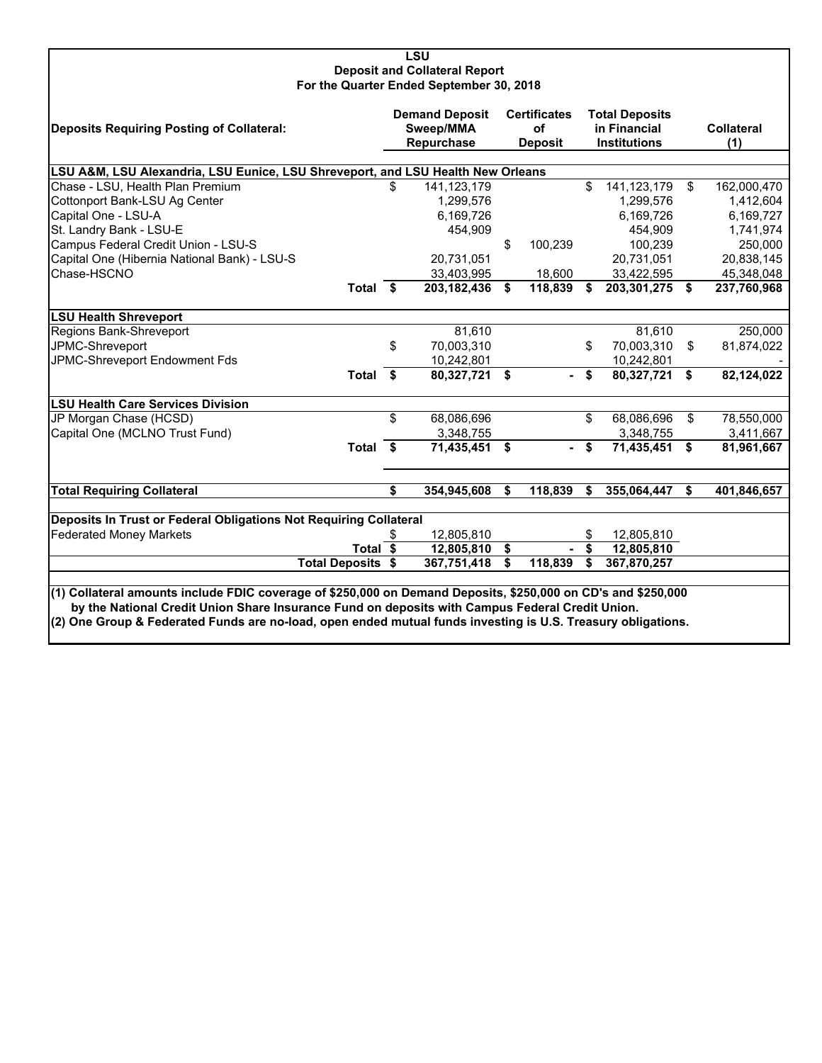# LSU
## Deposit and Collateral Report
### For the Quarter Ended September 30, 2018

| Deposits Requiring Posting of Collateral: | Demand Deposit Sweep/MMA Repurchase | Certificates of Deposit | Total Deposits in Financial Institutions | Collateral (1) |
|---|---|---|---|---|
| **LSU A&M, LSU Alexandria, LSU Eunice, LSU Shreveport, and LSU Health New Orleans** | | | | |
| Chase - LSU, Health Plan Premium | $ 141,123,179 | | $ 141,123,179 | $ 162,000,470 |
| Cottonport Bank-LSU Ag Center | 1,299,576 | | 1,299,576 | 1,412,604 |
| Capital One - LSU-A | 6,169,726 | | 6,169,726 | 6,169,727 |
| St. Landry Bank - LSU-E | 454,909 | | 454,909 | 1,741,974 |
| Campus Federal Credit Union - LSU-S | | $ 100,239 | 100,239 | 250,000 |
| Capital One (Hibernia National Bank) - LSU-S | 20,731,051 | | 20,731,051 | 20,838,145 |
| Chase-HSCNO | 33,403,995 | 18,600 | 33,422,595 | 45,348,048 |
| **Total** | **$ 203,182,436** | **$ 118,839** | **$ 203,301,275** | **$ 237,760,968** |
| **LSU Health Shreveport** | | | | |
| Regions Bank-Shreveport | 81,610 | | 81,610 | 250,000 |
| JPMC-Shreveport | $ 70,003,310 | | $ 70,003,310 | $ 81,874,022 |
| JPMC-Shreveport Endowment Fds | 10,242,801 | | 10,242,801 | - |
| **Total** | **$ 80,327,721** | **$ -** | **$ 80,327,721** | **$ 82,124,022** |
| **LSU Health Care Services Division** | | | | |
| JP Morgan Chase (HCSD) | $ 68,086,696 | | $ 68,086,696 | $ 78,550,000 |
| Capital One (MCLNO Trust Fund) | 3,348,755 | | 3,348,755 | 3,411,667 |
| **Total** | **$ 71,435,451** | **$ -** | **$ 71,435,451** | **$ 81,961,667** |
| **Total Requiring Collateral** | **$ 354,945,608** | **$ 118,839** | **$ 355,064,447** | **$ 401,846,657** |
| **Deposits In Trust or Federal Obligations Not Requiring Collateral** | | | | |
| Federated Money Markets | $ 12,805,810 | | $ 12,805,810 | |
| **Total** | **$ 12,805,810** | **$ -** | **$ 12,805,810** | |
| **Total Deposits** | **$ 367,751,418** | **$ 118,839** | **$ 367,870,257** | |

**(1) Collateral amounts include FDIC coverage of $250,000 on Demand Deposits, $250,000 on CD's and $250,000 by the National Credit Union Share Insurance Fund on deposits with Campus Federal Credit Union.**

**(2) One Group & Federated Funds are no-load, open ended mutual funds investing is U.S. Treasury obligations.**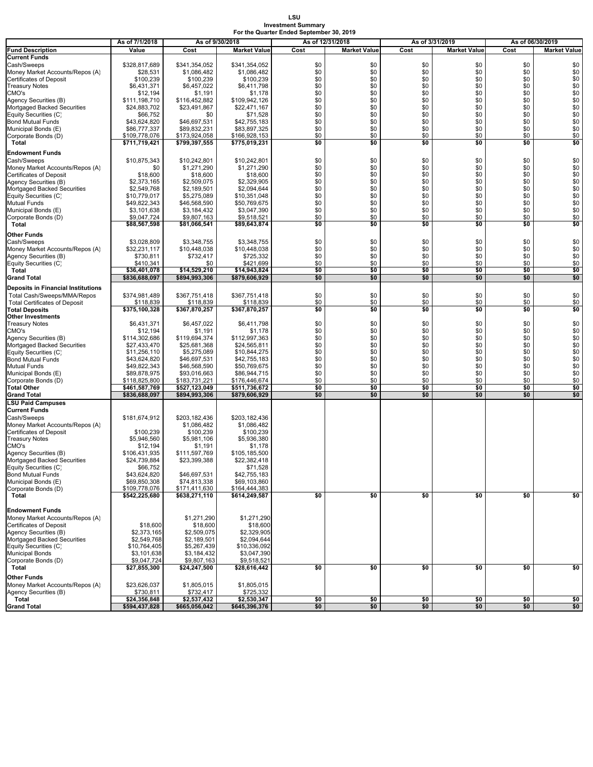**LSU**
**Investment Summary**
**For the Quarter Ended September 30, 2019**

| | As of 7/1/2018 | As of 9/30/2018 | | As of 12/31/2018 | | As of 3/31/2019 | | As of 06/30/2019 | |
|---|---|---|---|---|---|---|---|---|---|
| **Fund Description** | **Value** | **Cost** | **Market Value** | **Cost** | **Market Value** | **Cost** | **Market Value** | **Cost** | **Market Value** |
| **Current Funds** | | | | | | | | | |
| Cash/Sweeps | $328,817,689 | $341,354,052 | $341,354,052 | $0 | $0 | $0 | $0 | $0 | $0 |
| Money Market Accounts/Repos (A) | $28,531 | $1,086,482 | $1,086,482 | $0 | $0 | $0 | $0 | $0 | $0 |
| Certificates of Deposit | $100,239 | $100,239 | $100,239 | $0 | $0 | $0 | $0 | $0 | $0 |
| Treasury Notes | $6,431,371 | $6,457,022 | $6,411,798 | $0 | $0 | $0 | $0 | $0 | $0 |
| CMO's | $12,194 | $1,191 | $1,178 | $0 | $0 | $0 | $0 | $0 | $0 |
| Agency Securities (B) | $111,198,710 | $116,452,882 | $109,942,126 | $0 | $0 | $0 | $0 | $0 | $0 |
| Mortgaged Backed Securities | $24,883,702 | $23,491,867 | $22,471,167 | $0 | $0 | $0 | $0 | $0 | $0 |
| Equity Securities (C) | $66,752 | $0 | $71,528 | $0 | $0 | $0 | $0 | $0 | $0 |
| Bond Mutual Funds | $43,624,820 | $46,697,531 | $42,755,183 | $0 | $0 | $0 | $0 | $0 | $0 |
| Municipal Bonds (E) | $86,777,337 | $89,832,231 | $83,897,325 | $0 | $0 | $0 | $0 | $0 | $0 |
| Corporate Bonds (D) | $109,778,076 | $173,924,058 | $166,928,153 | $0 | $0 | $0 | $0 | $0 | $0 |
| **Total** | **$711,719,421** | **$799,397,555** | **$775,019,231** | **$0** | **$0** | **$0** | **$0** | **$0** | **$0** |
| **Endowment Funds** | | | | | | | | | |
| Cash/Sweeps | $10,875,343 | $10,242,801 | $10,242,801 | $0 | $0 | $0 | $0 | $0 | $0 |
| Money Market Accounts/Repos (A) | $0 | $1,271,290 | $1,271,290 | $0 | $0 | $0 | $0 | $0 | $0 |
| Certificates of Deposit | $18,600 | $18,600 | $18,600 | $0 | $0 | $0 | $0 | $0 | $0 |
| Agency Securities (B) | $2,373,165 | $2,509,075 | $2,329,905 | $0 | $0 | $0 | $0 | $0 | $0 |
| Mortgaged Backed Securities | $2,549,768 | $2,189,501 | $2,094,644 | $0 | $0 | $0 | $0 | $0 | $0 |
| Equity Securities (C) | $10,779,017 | $5,275,089 | $10,351,048 | $0 | $0 | $0 | $0 | $0 | $0 |
| Mutual Funds | $49,822,343 | $46,568,590 | $50,769,675 | $0 | $0 | $0 | $0 | $0 | $0 |
| Municipal Bonds (E) | $3,101,638 | $3,184,432 | $3,047,390 | $0 | $0 | $0 | $0 | $0 | $0 |
| Corporate Bonds (D) | $9,047,724 | $9,807,163 | $9,518,521 | $0 | $0 | $0 | $0 | $0 | $0 |
| **Total** | **$88,567,598** | **$81,066,541** | **$89,643,874** | **$0** | **$0** | **$0** | **$0** | **$0** | **$0** |
| **Other Funds** | | | | | | | | | |
| Cash/Sweeps | $3,028,809 | $3,348,755 | $3,348,755 | $0 | $0 | $0 | $0 | $0 | $0 |
| Money Market Accounts/Repos (A) | $32,231,117 | $10,448,038 | $10,448,038 | $0 | $0 | $0 | $0 | $0 | $0 |
| Agency Securities (B) | $730,811 | $732,417 | $725,332 | $0 | $0 | $0 | $0 | $0 | $0 |
| Equity Securities (C) | $410,341 | $0 | $421,699 | $0 | $0 | $0 | $0 | $0 | $0 |
| **Total** | **$36,401,078** | **$14,529,210** | **$14,943,824** | **$0** | **$0** | **$0** | **$0** | **$0** | **$0** |
| **Grand Total** | **$836,688,097** | **$894,993,306** | **$879,606,929** | **$0** | **$0** | **$0** | **$0** | **$0** | **$0** |
| **Deposits in Financial Institutions** | | | | | | | | | |
| Total Cash/Sweeps/MMA/Repos | $374,981,489 | $367,751,418 | $367,751,418 | $0 | $0 | $0 | $0 | $0 | $0 |
| Total Certificates of Deposit | $118,839 | $118,839 | $118,839 | $0 | $0 | $0 | $0 | $0 | $0 |
| **Total Deposits** | **$375,100,328** | **$367,870,257** | **$367,870,257** | **$0** | **$0** | **$0** | **$0** | **$0** | **$0** |
| **Other Investments** | | | | | | | | | |
| Treasury Notes | $6,431,371 | $6,457,022 | $6,411,798 | $0 | $0 | $0 | $0 | $0 | $0 |
| CMO's | $12,194 | $1,191 | $1,178 | $0 | $0 | $0 | $0 | $0 | $0 |
| Agency Securities (B) | $114,302,686 | $119,694,374 | $112,997,363 | $0 | $0 | $0 | $0 | $0 | $0 |
| Mortgaged Backed Securities | $27,433,470 | $25,681,368 | $24,565,811 | $0 | $0 | $0 | $0 | $0 | $0 |
| Equity Securities (C) | $11,256,110 | $5,275,089 | $10,844,275 | $0 | $0 | $0 | $0 | $0 | $0 |
| Bond Mutual Funds | $43,624,820 | $46,697,531 | $42,755,183 | $0 | $0 | $0 | $0 | $0 | $0 |
| Mutual Funds | $49,822,343 | $46,568,590 | $50,769,675 | $0 | $0 | $0 | $0 | $0 | $0 |
| Municipal Bonds (E) | $89,878,975 | $93,016,663 | $86,944,715 | $0 | $0 | $0 | $0 | $0 | $0 |
| Corporate Bonds (D) | $118,825,800 | $183,731,221 | $176,446,674 | $0 | $0 | $0 | $0 | $0 | $0 |
| **Total Other** | **$461,587,769** | **$527,123,049** | **$511,736,672** | **$0** | **$0** | **$0** | **$0** | **$0** | **$0** |
| **Grand Total** | **$836,688,097** | **$894,993,306** | **$879,606,929** | **$0** | **$0** | **$0** | **$0** | **$0** | **$0** |
| **LSU Paid Campuses** | | | | | | | | | |
| **Current Funds** | | | | | | | | | |
| Cash/Sweeps | $181,674,912 | $203,182,436 | $203,182,436 | | | | | | |
| Money Market Accounts/Repos (A) | | $1,086,482 | $1,086,482 | | | | | | |
| Certificates of Deposit | $100,239 | $100,239 | $100,239 | | | | | | |
| Treasury Notes | $5,946,560 | $5,981,106 | $5,936,380 | | | | | | |
| CMO's | $12,194 | $1,191 | $1,178 | | | | | | |
| Agency Securities (B) | $106,431,935 | $111,597,769 | $105,185,500 | | | | | | |
| Mortgaged Backed Securities | $24,739,884 | $23,399,388 | $22,382,418 | | | | | | |
| Equity Securities (C) | $66,752 | | $71,528 | | | | | | |
| Bond Mutual Funds | $43,624,820 | $46,697,531 | $42,755,183 | | | | | | |
| Municipal Bonds (E) | $69,850,308 | $74,813,338 | $69,103,860 | | | | | | |
| Corporate Bonds (D) | $109,778,076 | $171,411,630 | $164,444,383 | | | | | | |
| **Total** | **$542,225,680** | **$638,271,110** | **$614,249,587** | **$0** | **$0** | **$0** | **$0** | **$0** | **$0** |
| **Endowment Funds** | | | | | | | | | |
| Money Market Accounts/Repos (A) | | $1,271,290 | $1,271,290 | | | | | | |
| Certificates of Deposit | $18,600 | $18,600 | $18,600 | | | | | | |
| Agency Securities (B) | $2,373,165 | $2,509,075 | $2,329,905 | | | | | | |
| Mortgaged Backed Securities | $2,549,768 | $2,189,501 | $2,094,644 | | | | | | |
| Equity Securities (C) | $10,764,405 | $5,267,439 | $10,336,092 | | | | | | |
| Municipal Bonds | $3,101,638 | $3,184,432 | $3,047,390 | | | | | | |
| Corporate Bonds (D) | $9,047,724 | $9,807,163 | $9,518,521 | | | | | | |
| **Total** | **$27,855,300** | **$24,247,500** | **$28,616,442** | **$0** | **$0** | **$0** | **$0** | **$0** | **$0** |
| **Other Funds** | | | | | | | | | |
| Money Market Accounts/Repos (A) | $23,626,037 | $1,805,015 | $1,805,015 | | | | | | |
| Agency Securities (B) | $730,811 | $732,417 | $725,332 | | | | | | |
| **Total** | **$24,356,848** | **$2,537,432** | **$2,530,347** | **$0** | **$0** | **$0** | **$0** | **$0** | **$0** |
| **Grand Total** | **$594,437,828** | **$665,056,042** | **$645,396,376** | **$0** | **$0** | **$0** | **$0** | **$0** | **$0** |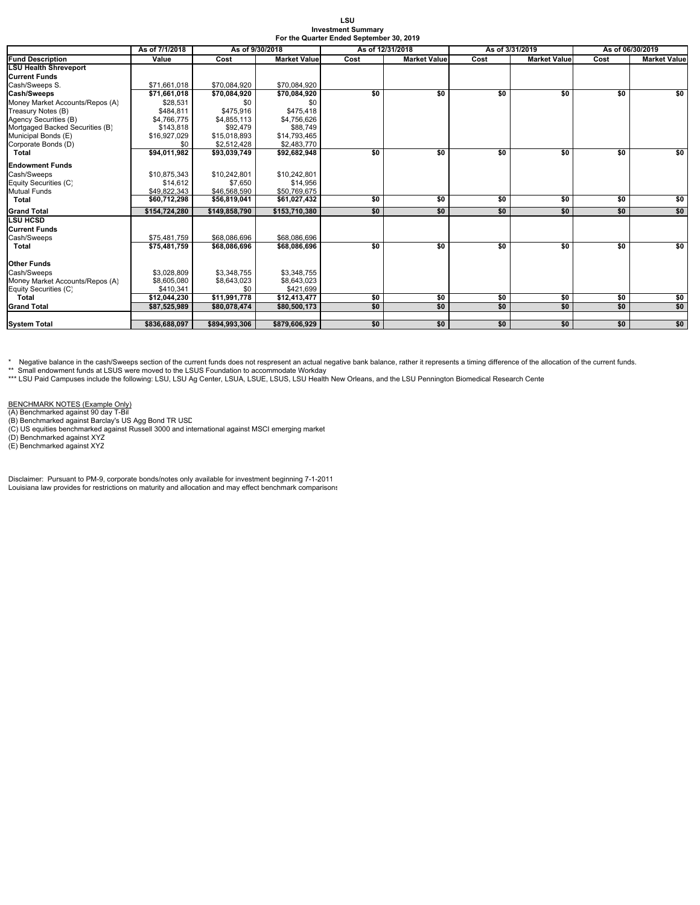**LSU**
**Investment Summary**
**For the Quarter Ended September 30, 2019**

| | As of 7/1/2018 | As of 9/30/2018 | | As of 12/31/2018 | | As of 3/31/2019 | | As of 06/30/2019 | |
|---|---|---|---|---|---|---|---|---|---|
| **Fund Description** | **Value** | **Cost** | **Market Value** | **Cost** | **Market Value** | **Cost** | **Market Value** | **Cost** | **Market Value** |
| **LSU Health Shreveport** | | | | | | | | | |
| **Current Funds** | | | | | | | | | |
| Cash/Sweeps S. | $71,661,018 | $70,084,920 | $70,084,920 | | | | | | |
| **Cash/Sweeps** | **$71,661,018** | **$70,084,920** | **$70,084,920** | **$0** | **$0** | **$0** | **$0** | **$0** | **$0** |
| Money Market Accounts/Repos (A) | $28,531 | $0 | $0 | | | | | | |
| Treasury Notes (B) | $484,811 | $475,916 | $475,418 | | | | | | |
| Agency Securities (B) | $4,766,775 | $4,855,113 | $4,756,626 | | | | | | |
| Mortgaged Backed Securities (B) | $143,818 | $92,479 | $88,749 | | | | | | |
| Municipal Bonds (E) | $16,927,029 | $15,018,893 | $14,793,465 | | | | | | |
| Corporate Bonds (D) | $0 | $2,512,428 | $2,483,770 | | | | | | |
| **Total** | **$94,011,982** | **$93,039,749** | **$92,682,948** | **$0** | **$0** | **$0** | **$0** | **$0** | **$0** |
| **Endowment Funds** | | | | | | | | | |
| Cash/Sweeps | $10,875,343 | $10,242,801 | $10,242,801 | | | | | | |
| Equity Securities (C) | $14,612 | $7,650 | $14,956 | | | | | | |
| Mutual Funds | $49,822,343 | $46,568,590 | $50,769,675 | | | | | | |
| **Total** | **$60,712,298** | **$56,819,041** | **$61,027,432** | **$0** | **$0** | **$0** | **$0** | **$0** | **$0** |
| **Grand Total** | **$154,724,280** | **$149,858,790** | **$153,710,380** | **$0** | **$0** | **$0** | **$0** | **$0** | **$0** |
| **LSU HCSD** | | | | | | | | | |
| **Current Funds** | | | | | | | | | |
| Cash/Sweeps | $75,481,759 | $68,086,696 | $68,086,696 | | | | | | |
| **Total** | **$75,481,759** | **$68,086,696** | **$68,086,696** | **$0** | **$0** | **$0** | **$0** | **$0** | **$0** |
| **Other Funds** | | | | | | | | | |
| Cash/Sweeps | $3,028,809 | $3,348,755 | $3,348,755 | | | | | | |
| Money Market Accounts/Repos (A) | $8,605,080 | $8,643,023 | $8,643,023 | | | | | | |
| Equity Securities (C) | $410,341 | $0 | $421,699 | | | | | | |
| **Total** | **$12,044,230** | **$11,991,778** | **$12,413,477** | **$0** | **$0** | **$0** | **$0** | **$0** | **$0** |
| **Grand Total** | **$87,525,989** | **$80,078,474** | **$80,500,173** | **$0** | **$0** | **$0** | **$0** | **$0** | **$0** |
| **System Total** | **$836,688,097** | **$894,993,306** | **$879,606,929** | **$0** | **$0** | **$0** | **$0** | **$0** | **$0** |

\* Negative balance in the cash/Sweeps section of the current funds does not respresent an actual negative bank balance, rather it represents a timing difference of the allocation of the current funds.
\** Small endowment funds at LSUS were moved to the LSUS Foundation to accommodate Workday
\*** LSU Paid Campuses include the following: LSU, LSU Ag Center, LSUA, LSUE, LSUS, LSU Health New Orleans, and the LSU Pennington Biomedical Research Cente

BENCHMARK NOTES (Example Only)
(A) Benchmarked against 90 day T-Bil
(B) Benchmarked against Barclay's US Agg Bond TR USD
(C) US equities benchmarked against Russell 3000 and international against MSCI emerging market
(D) Benchmarked against XYZ
(E) Benchmarked against XYZ

Disclaimer: Pursuant to PM-9, corporate bonds/notes only available for investment beginning 7-1-2011
Louisiana law provides for restrictions on maturity and allocation and may effect benchmark comparisons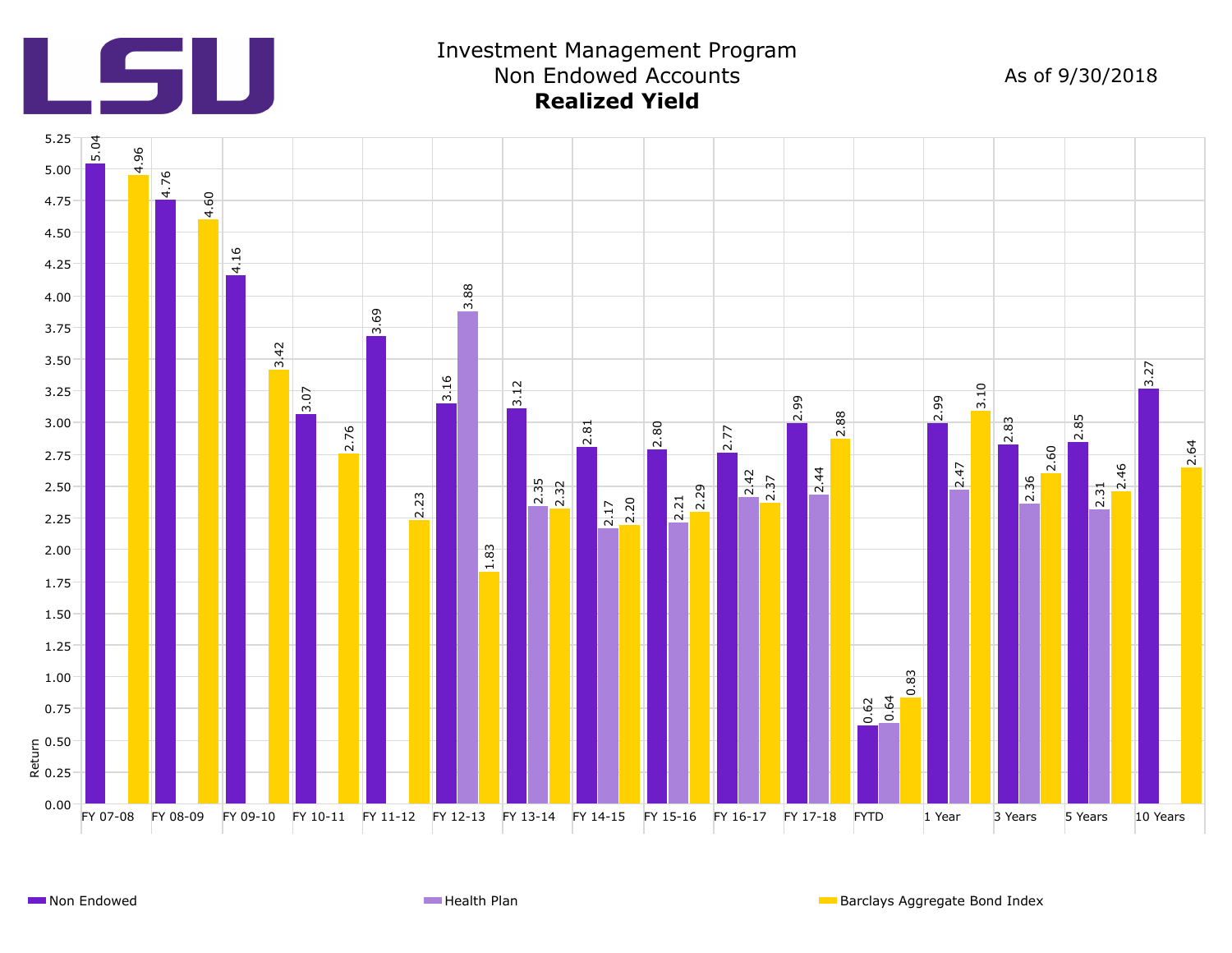# Investment Management Program
## Non Endowed Accounts
### **Realized Yield**

As of 9/30/2018

| Period | Non Endowed | Health Plan | Barclays Aggregate Bond Index |
|---|---|---|---|
| FY 07-08 | 5.04 | | 4.96 |
| FY 08-09 | 4.76 | | 4.60 |
| FY 09-10 | 4.16 | | 3.42 |
| FY 10-11 | 3.07 | | 2.76 |
| FY 11-12 | 3.69 | | 2.23 |
| FY 12-13 | 3.16 | 3.88 | 1.83 |
| FY 13-14 | 3.12 | 2.35 | 2.32 |
| FY 14-15 | 2.81 | 2.17 | 2.20 |
| FY 15-16 | 2.80 | 2.21 | 2.29 |
| FY 16-17 | 2.77 | 2.42 | 2.37 |
| FY 17-18 | 2.99 | 2.44 | 2.88 |
| FYTD | 0.62 | 0.64 | 0.83 |
| 1 Year | 2.99 | 2.47 | 3.10 |
| 3 Years | 2.83 | 2.36 | 2.60 |
| 5 Years | 2.85 | 2.31 | 2.46 |
| 10 Years | 3.27 | | 2.64 |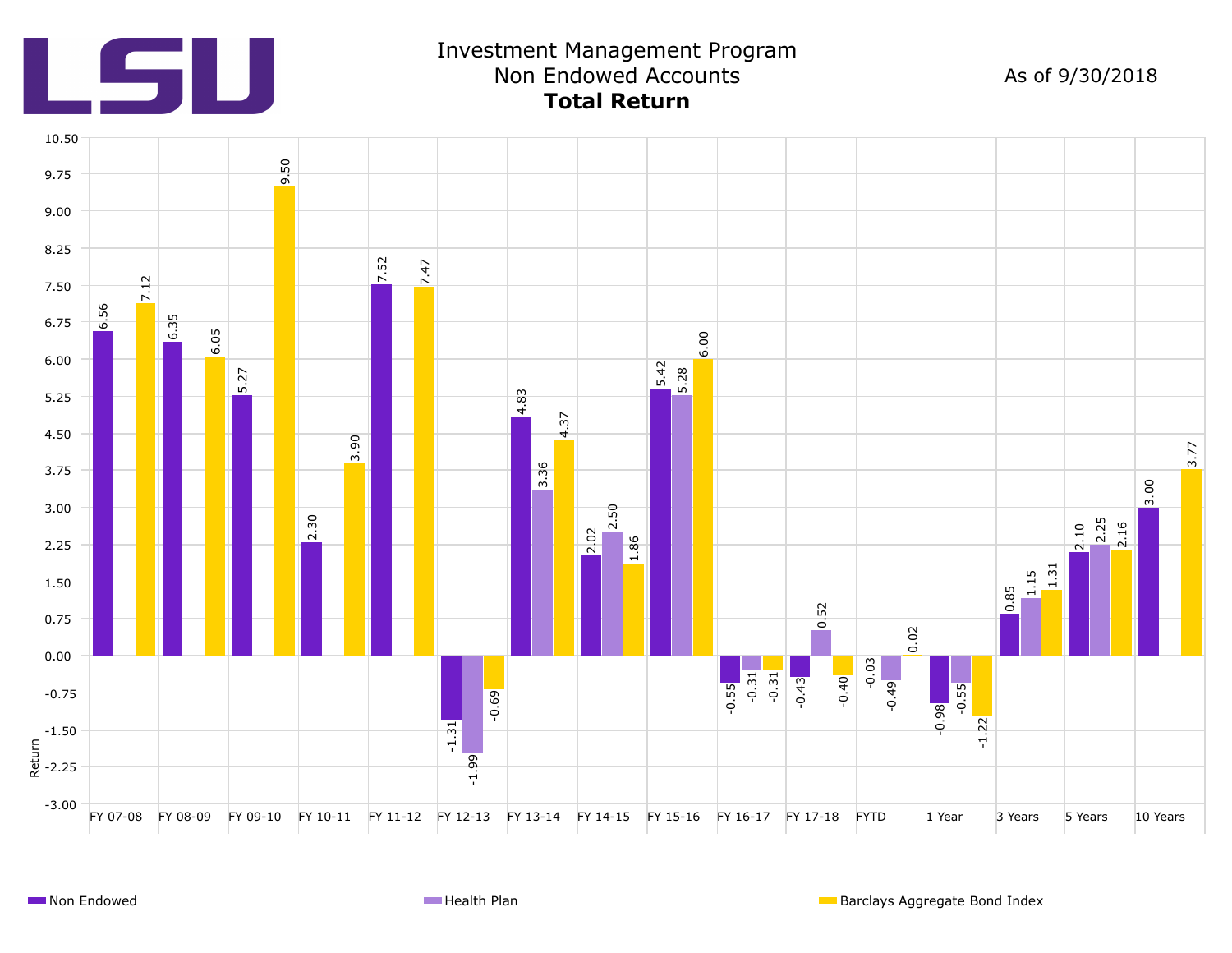# LSU

## Investment Management Program
## Non Endowed Accounts
## **Total Return**

As of 9/30/2018

| Period | Non Endowed | Health Plan | Barclays Aggregate Bond Index |
|---|---|---|---|
| FY 07-08 | 6.56 | | 7.12 |
| FY 08-09 | 6.35 | | 6.05 |
| FY 09-10 | 5.27 | | 9.50 |
| FY 10-11 | 2.30 | | 3.90 |
| FY 11-12 | 7.52 | | 7.47 |
| FY 12-13 | -1.31 | -1.99 | -0.69 |
| FY 13-14 | 4.83 | 3.36 | 4.37 |
| FY 14-15 | 2.02 | 2.50 | 1.86 |
| FY 15-16 | 5.42 | 5.28 | 6.00 |
| FY 16-17 | -0.55 | -0.31 | -0.31 |
| FY 17-18 | -0.43 | 0.52 | -0.40 |
| FYTD | -0.03 | -0.49 | 0.02 |
| 1 Year | -0.98 | -0.55 | -1.22 |
| 3 Years | 0.85 | 1.15 | 1.31 |
| 5 Years | 2.10 | 2.25 | 2.16 |
| 10 Years | 3.00 | | 3.77 |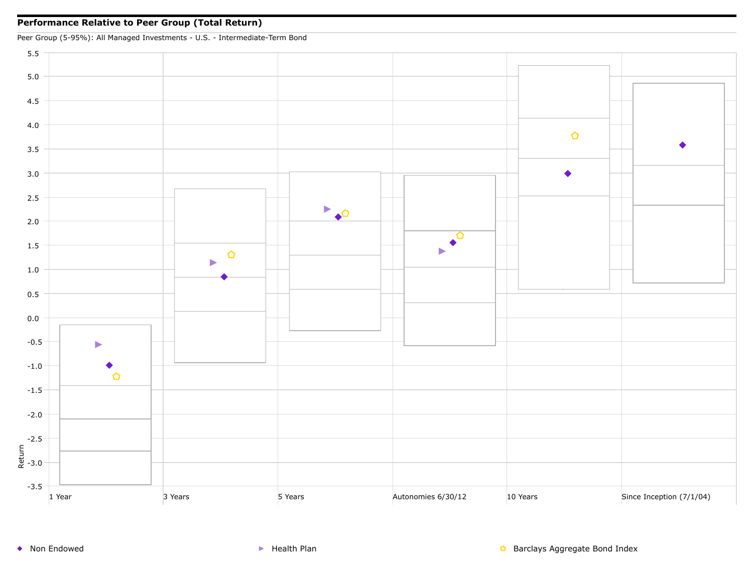**Performance Relative to Peer Group (Total Return)**

Peer Group (5-95%): All Managed Investments - U.S. - Intermediate-Term Bond

Return

5.5
5.0
4.5
4.0
3.5
3.0
2.5
2.0
1.5
1.0
0.5
0.0
-0.5
-1.0
-1.5
-2.0
-2.5
-3.0
-3.5

1 Year | 3 Years | 5 Years | Autonomies 6/30/12 | 10 Years | Since Inception (7/1/04)

◆ Non Endowed ▶ Health Plan ⬠ Barclays Aggregate Bond Index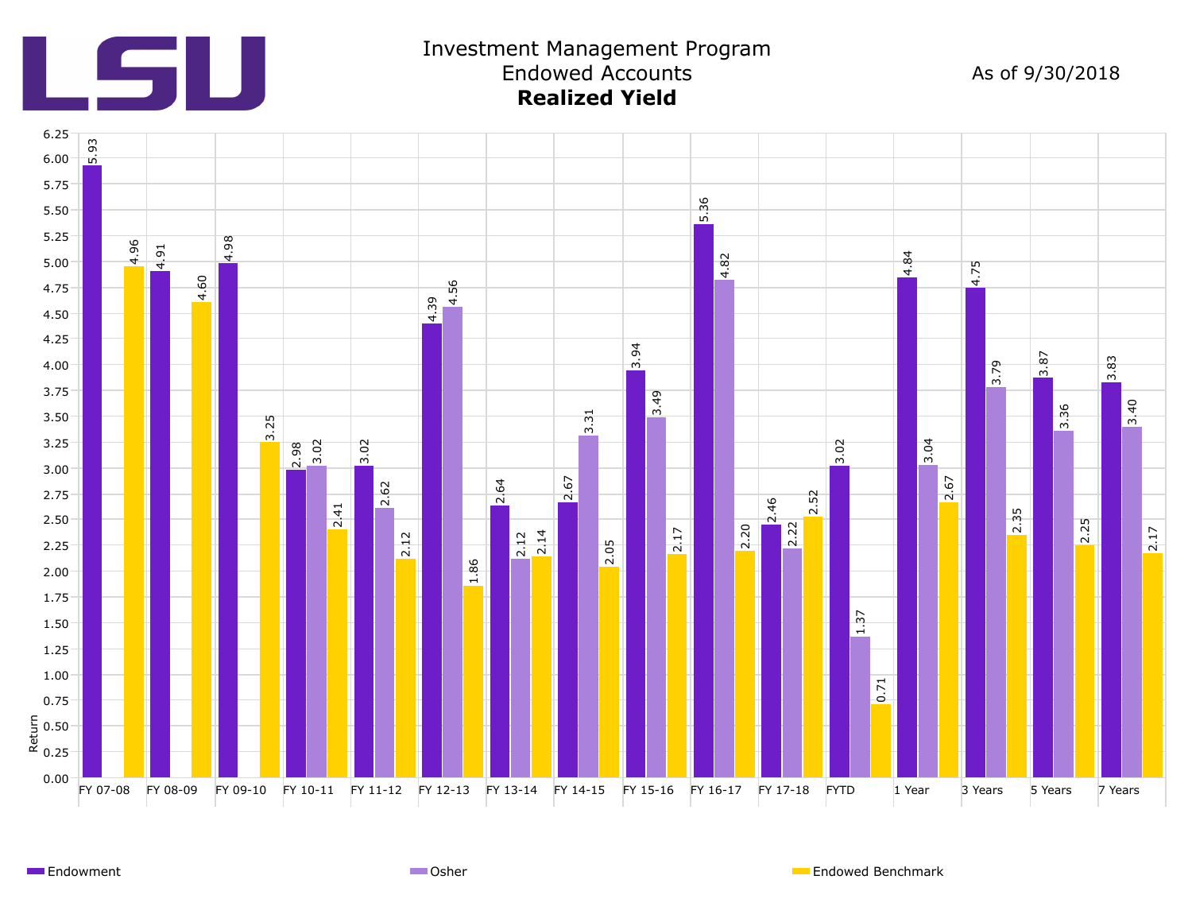LSU

# Investment Management Program
## Endowed Accounts
## **Realized Yield**

As of 9/30/2018

| Period | Endowment | Osher | Endowed Benchmark |
|---|---|---|---|
| FY 07-08 | 5.93 | | 4.96 |
| FY 08-09 | 4.91 | | 4.60 |
| FY 09-10 | 4.98 | | 3.25 |
| FY 10-11 | 2.98 | 3.02 | 2.41 |
| FY 11-12 | 3.02 | 2.62 | 2.12 |
| FY 12-13 | 4.39 | 4.56 | 1.86 |
| FY 13-14 | 2.64 | 2.12 | 2.14 |
| FY 14-15 | 2.67 | 3.31 | 2.05 |
| FY 15-16 | 3.94 | 3.49 | 2.17 |
| FY 16-17 | 5.36 | 4.82 | 2.20 |
| FY 17-18 | 2.46 | 2.22 | 2.52 |
| FYTD | 3.02 | 1.37 | 0.71 |
| 1 Year | 4.84 | 3.04 | 2.67 |
| 3 Years | 4.75 | 3.79 | 2.35 |
| 5 Years | 3.87 | 3.36 | 2.25 |
| 7 Years | 3.83 | 3.40 | 2.17 |

Return

Endowment | Osher | Endowed Benchmark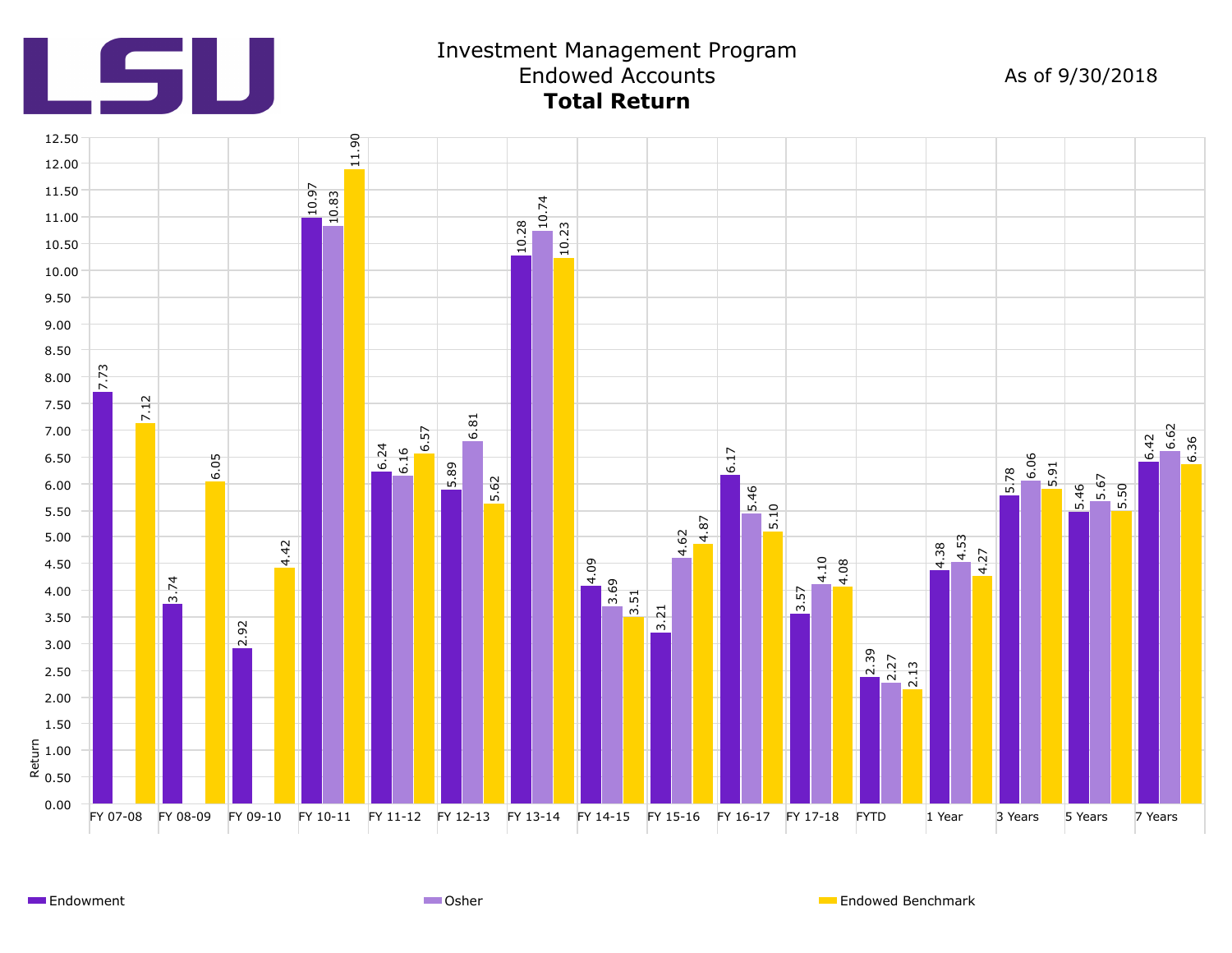LSU

# Investment Management Program
## Endowed Accounts
## **Total Return**

As of 9/30/2018

Return

12.50
12.00
11.50
11.00
10.50
10.00
9.50
9.00
8.50
8.00
7.50
7.00
6.50
6.00
5.50
5.00
4.50
4.00
3.50
3.00
2.50
2.00
1.50
1.00
0.50
0.00

FY 07-08: 7.73, 7.12
FY 08-09: 3.74, 6.05
FY 09-10: 2.92, 4.42
FY 10-11: 10.97, 10.83, 11.90
FY 11-12: 6.24, 6.16, 6.57
FY 12-13: 5.89, 6.81, 5.62
FY 13-14: 10.28, 10.74, 10.23
FY 14-15: 4.09, 3.69, 3.51
FY 15-16: 3.21, 4.62, 4.87
FY 16-17: 6.17, 5.46, 5.10
FY 17-18: 3.57, 4.10, 4.08
FYTD: 2.39, 2.27, 2.13
1 Year: 4.38, 4.53, 4.27
3 Years: 5.78, 6.06, 5.91
5 Years: 5.46, 5.67, 5.50
7 Years: 6.42, 6.62, 6.36

Endowment
Osher
Endowed Benchmark